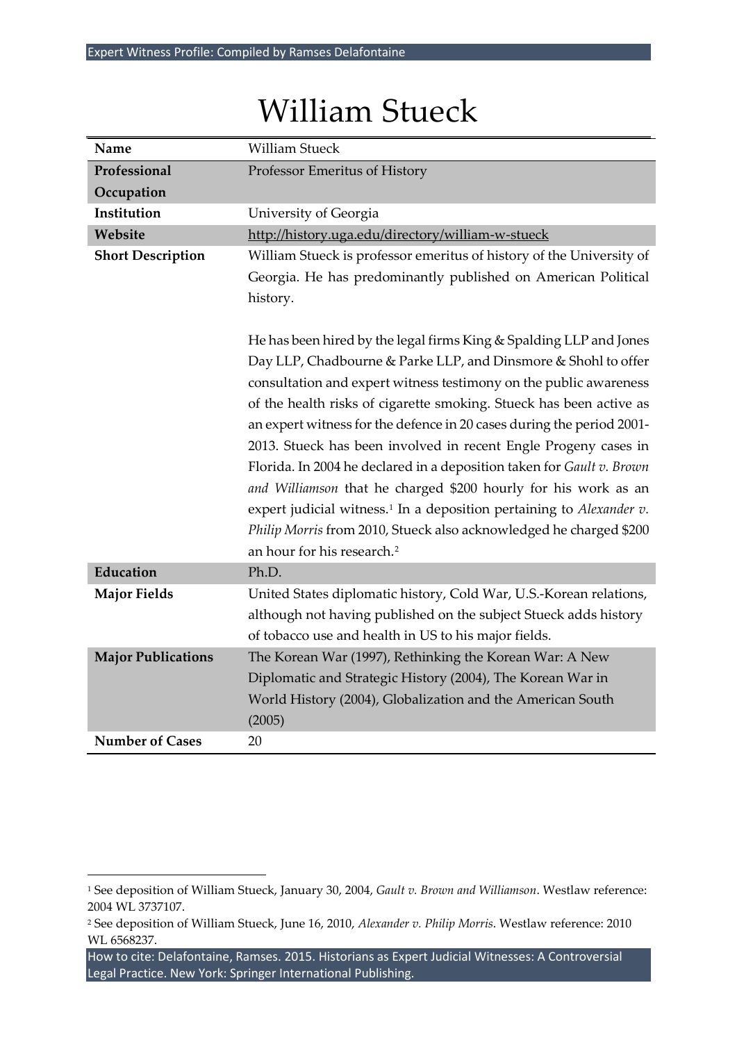# William Stueck

| Name | William Stueck |
|---|---|
| Professional Occupation | Professor Emeritus of History |
| Institution | University of Georgia |
| Website | http://history.uga.edu/directory/william-w-stueck |
| Short Description | William Stueck is professor emeritus of history of the University of Georgia. He has predominantly published on American Political history.<br><br>He has been hired by the legal firms King & Spalding LLP and Jones Day LLP, Chadbourne & Parke LLP, and Dinsmore & Shohl to offer consultation and expert witness testimony on the public awareness of the health risks of cigarette smoking. Stueck has been active as an expert witness for the defence in 20 cases during the period 2001-2013. Stueck has been involved in recent Engle Progeny cases in Florida. In 2004 he declared in a deposition taken for *Gault v. Brown and Williamson* that he charged $200 hourly for his work as an expert judicial witness.[1] In a deposition pertaining to *Alexander v. Philip Morris* from 2010, Stueck also acknowledged he charged $200 an hour for his research.[2] |
| Education | Ph.D. |
| Major Fields | United States diplomatic history, Cold War, U.S.-Korean relations, although not having published on the subject Stueck adds history of tobacco use and health in US to his major fields. |
| Major Publications | The Korean War (1997), Rethinking the Korean War: A New Diplomatic and Strategic History (2004), The Korean War in World History (2004), Globalization and the American South (2005) |
| Number of Cases | 20 |

[1] See deposition of William Stueck, January 30, 2004, *Gault v. Brown and Williamson*. Westlaw reference: 2004 WL 3737107.

[2] See deposition of William Stueck, June 16, 2010, *Alexander v. Philip Morris*. Westlaw reference: 2010 WL 6568237.

How to cite: Delafontaine, Ramses. 2015. Historians as Expert Judicial Witnesses: A Controversial Legal Practice. New York: Springer International Publishing.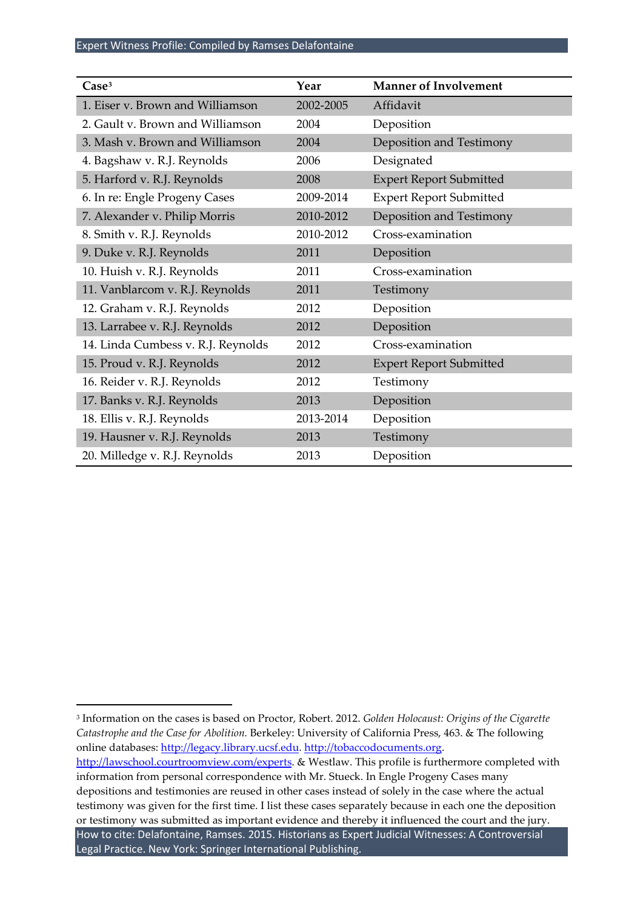| Case[3] | Year | Manner of Involvement |
|---|---|---|
| 1. Eiser v. Brown and Williamson | 2002-2005 | Affidavit |
| 2. Gault v. Brown and Williamson | 2004 | Deposition |
| 3. Mash v. Brown and Williamson | 2004 | Deposition and Testimony |
| 4. Bagshaw v. R.J. Reynolds | 2006 | Designated |
| 5. Harford v. R.J. Reynolds | 2008 | Expert Report Submitted |
| 6. In re: Engle Progeny Cases | 2009-2014 | Expert Report Submitted |
| 7. Alexander v. Philip Morris | 2010-2012 | Deposition and Testimony |
| 8. Smith v. R.J. Reynolds | 2010-2012 | Cross-examination |
| 9. Duke v. R.J. Reynolds | 2011 | Deposition |
| 10. Huish v. R.J. Reynolds | 2011 | Cross-examination |
| 11. Vanblarcom v. R.J. Reynolds | 2011 | Testimony |
| 12. Graham v. R.J. Reynolds | 2012 | Deposition |
| 13. Larrabee v. R.J. Reynolds | 2012 | Deposition |
| 14. Linda Cumbess v. R.J. Reynolds | 2012 | Cross-examination |
| 15. Proud v. R.J. Reynolds | 2012 | Expert Report Submitted |
| 16. Reider v. R.J. Reynolds | 2012 | Testimony |
| 17. Banks v. R.J. Reynolds | 2013 | Deposition |
| 18. Ellis v. R.J. Reynolds | 2013-2014 | Deposition |
| 19. Hausner v. R.J. Reynolds | 2013 | Testimony |
| 20. Milledge v. R.J. Reynolds | 2013 | Deposition |

[3] Information on the cases is based on Proctor, Robert. 2012. *Golden Holocaust: Origins of the Cigarette Catastrophe and the Case for Abolition.* Berkeley: University of California Press, 463. & The following online databases: http://legacy.library.ucsf.edu. http://tobaccodocuments.org. http://lawschool.courtroomview.com/experts. & Westlaw. This profile is furthermore completed with information from personal correspondence with Mr. Stueck. In Engle Progeny Cases many depositions and testimonies are reused in other cases instead of solely in the case where the actual testimony was given for the first time. I list these cases separately because in each one the deposition or testimony was submitted as important evidence and thereby it influenced the court and the jury.